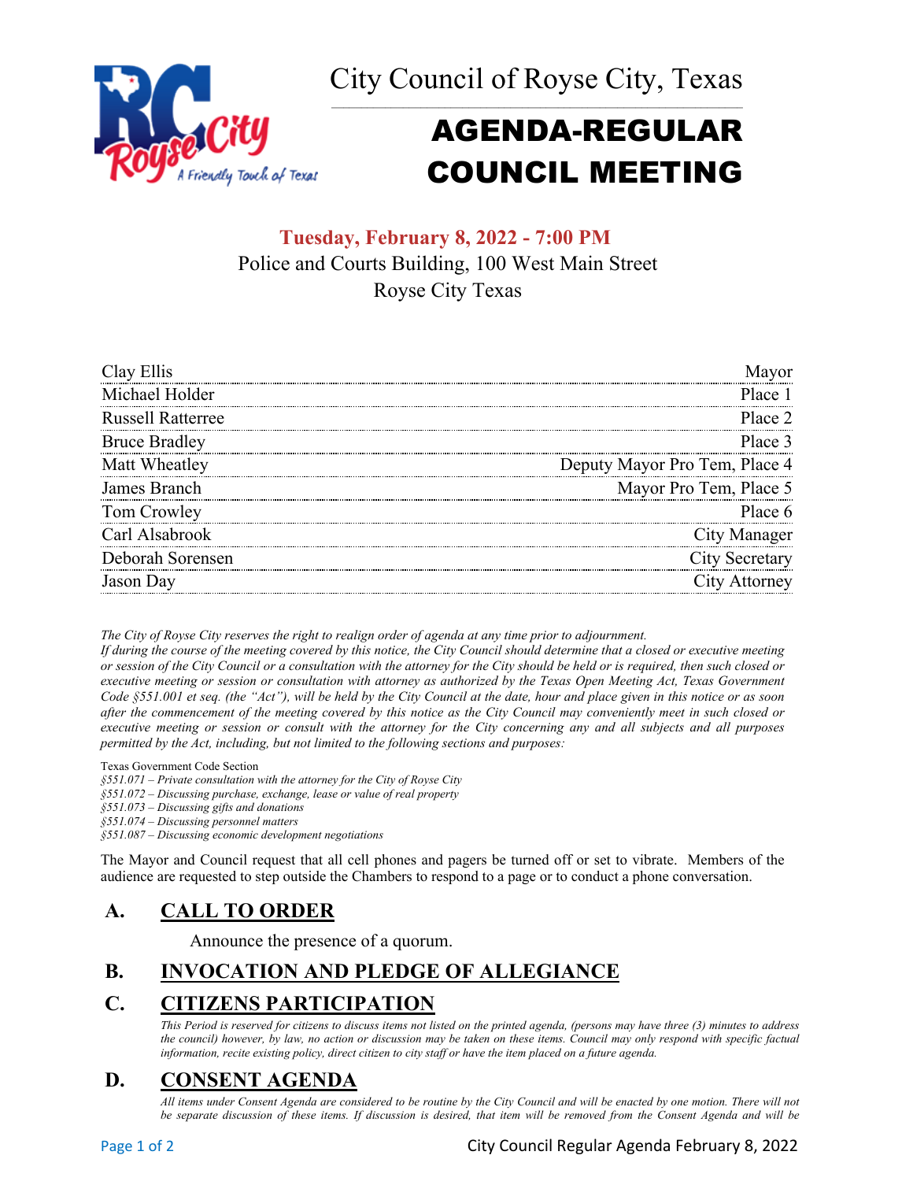# City Council of Royse City, Texas

# AGENDA-REGULAR COUNCIL MEETING

**Tuesday, February 8, 2022 - 7:00 PM**

Police and Courts Building, 100 West Main Street

Royse City Texas

| Name | Position |
|---|---|
| Clay Ellis | Mayor |
| Michael Holder | Place 1 |
| Russell Ratterree | Place 2 |
| Bruce Bradley | Place 3 |
| Matt Wheatley | Deputy Mayor Pro Tem, Place 4 |
| James Branch | Mayor Pro Tem, Place 5 |
| Tom Crowley | Place 6 |
| Carl Alsabrook | City Manager |
| Deborah Sorensen | City Secretary |
| Jason Day | City Attorney |

*The City of Royse City reserves the right to realign order of agenda at any time prior to adjournment.*

*If during the course of the meeting covered by this notice, the City Council should determine that a closed or executive meeting or session of the City Council or a consultation with the attorney for the City should be held or is required, then such closed or executive meeting or session or consultation with attorney as authorized by the Texas Open Meeting Act, Texas Government Code §551.001 et seq. (the "Act"), will be held by the City Council at the date, hour and place given in this notice or as soon after the commencement of the meeting covered by this notice as the City Council may conveniently meet in such closed or executive meeting or session or consult with the attorney for the City concerning any and all subjects and all purposes permitted by the Act, including, but not limited to the following sections and purposes:*

Texas Government Code Section

*§551.071 – Private consultation with the attorney for the City of Royse City*
*§551.072 – Discussing purchase, exchange, lease or value of real property*
*§551.073 – Discussing gifts and donations*
*§551.074 – Discussing personnel matters*
*§551.087 – Discussing economic development negotiations*

The Mayor and Council request that all cell phones and pagers be turned off or set to vibrate. Members of the audience are requested to step outside the Chambers to respond to a page or to conduct a phone conversation.

## A. CALL TO ORDER

Announce the presence of a quorum.

## B. INVOCATION AND PLEDGE OF ALLEGIANCE

## C. CITIZENS PARTICIPATION

*This Period is reserved for citizens to discuss items not listed on the printed agenda, (persons may have three (3) minutes to address the council) however, by law, no action or discussion may be taken on these items. Council may only respond with specific factual information, recite existing policy, direct citizen to city staff or have the item placed on a future agenda.*

## D. CONSENT AGENDA

*All items under Consent Agenda are considered to be routine by the City Council and will be enacted by one motion. There will not be separate discussion of these items. If discussion is desired, that item will be removed from the Consent Agenda and will be*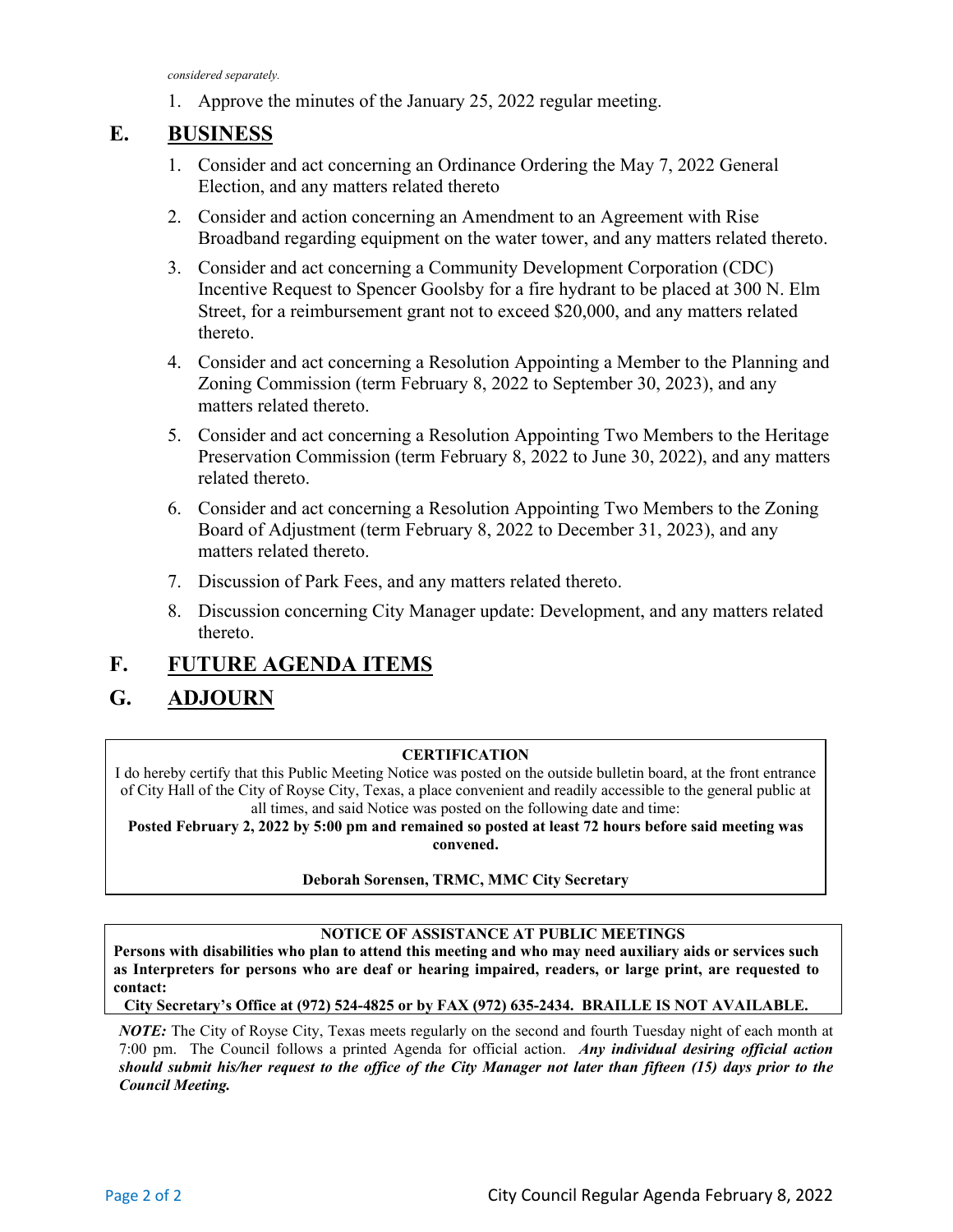*considered separately.*

1. Approve the minutes of the January 25, 2022 regular meeting.

## E. BUSINESS

1. Consider and act concerning an Ordinance Ordering the May 7, 2022 General Election, and any matters related thereto
2. Consider and action concerning an Amendment to an Agreement with Rise Broadband regarding equipment on the water tower, and any matters related thereto.
3. Consider and act concerning a Community Development Corporation (CDC) Incentive Request to Spencer Goolsby for a fire hydrant to be placed at 300 N. Elm Street, for a reimbursement grant not to exceed $20,000, and any matters related thereto.
4. Consider and act concerning a Resolution Appointing a Member to the Planning and Zoning Commission (term February 8, 2022 to September 30, 2023), and any matters related thereto.
5. Consider and act concerning a Resolution Appointing Two Members to the Heritage Preservation Commission (term February 8, 2022 to June 30, 2022), and any matters related thereto.
6. Consider and act concerning a Resolution Appointing Two Members to the Zoning Board of Adjustment (term February 8, 2022 to December 31, 2023), and any matters related thereto.
7. Discussion of Park Fees, and any matters related thereto.
8. Discussion concerning City Manager update: Development, and any matters related thereto.

## F. FUTURE AGENDA ITEMS

## G. ADJOURN

**CERTIFICATION**

I do hereby certify that this Public Meeting Notice was posted on the outside bulletin board, at the front entrance of City Hall of the City of Royse City, Texas, a place convenient and readily accessible to the general public at all times, and said Notice was posted on the following date and time:

**Posted February 2, 2022 by 5:00 pm and remained so posted at least 72 hours before said meeting was convened.**

**Deborah Sorensen, TRMC, MMC City Secretary**

**NOTICE OF ASSISTANCE AT PUBLIC MEETINGS**

**Persons with disabilities who plan to attend this meeting and who may need auxiliary aids or services such as Interpreters for persons who are deaf or hearing impaired, readers, or large print, are requested to contact:**

**City Secretary's Office at (972) 524-4825 or by FAX (972) 635-2434. BRAILLE IS NOT AVAILABLE.**

***NOTE:*** The City of Royse City, Texas meets regularly on the second and fourth Tuesday night of each month at 7:00 pm. The Council follows a printed Agenda for official action. ***Any individual desiring official action should submit his/her request to the office of the City Manager not later than fifteen (15) days prior to the Council Meeting.***